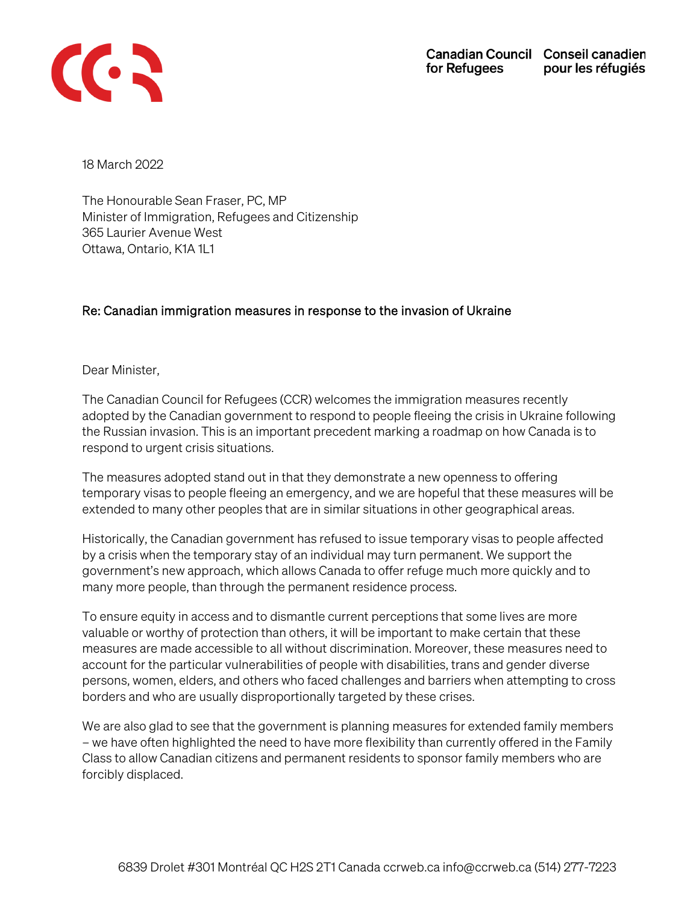Canadian Council for Refugees | Conseil canadien pour les réfugiés

18 March 2022

The Honourable Sean Fraser, PC, MP
Minister of Immigration, Refugees and Citizenship
365 Laurier Avenue West
Ottawa, Ontario, K1A 1L1

**Re: Canadian immigration measures in response to the invasion of Ukraine**

Dear Minister,

The Canadian Council for Refugees (CCR) welcomes the immigration measures recently adopted by the Canadian government to respond to people fleeing the crisis in Ukraine following the Russian invasion. This is an important precedent marking a roadmap on how Canada is to respond to urgent crisis situations.

The measures adopted stand out in that they demonstrate a new openness to offering temporary visas to people fleeing an emergency, and we are hopeful that these measures will be extended to many other peoples that are in similar situations in other geographical areas.

Historically, the Canadian government has refused to issue temporary visas to people affected by a crisis when the temporary stay of an individual may turn permanent. We support the government's new approach, which allows Canada to offer refuge much more quickly and to many more people, than through the permanent residence process.

To ensure equity in access and to dismantle current perceptions that some lives are more valuable or worthy of protection than others, it will be important to make certain that these measures are made accessible to all without discrimination. Moreover, these measures need to account for the particular vulnerabilities of people with disabilities, trans and gender diverse persons, women, elders, and others who faced challenges and barriers when attempting to cross borders and who are usually disproportionally targeted by these crises.

We are also glad to see that the government is planning measures for extended family members – we have often highlighted the need to have more flexibility than currently offered in the Family Class to allow Canadian citizens and permanent residents to sponsor family members who are forcibly displaced.

6839 Drolet #301 Montréal QC H2S 2T1 Canada ccrweb.ca info@ccrweb.ca (514) 277-7223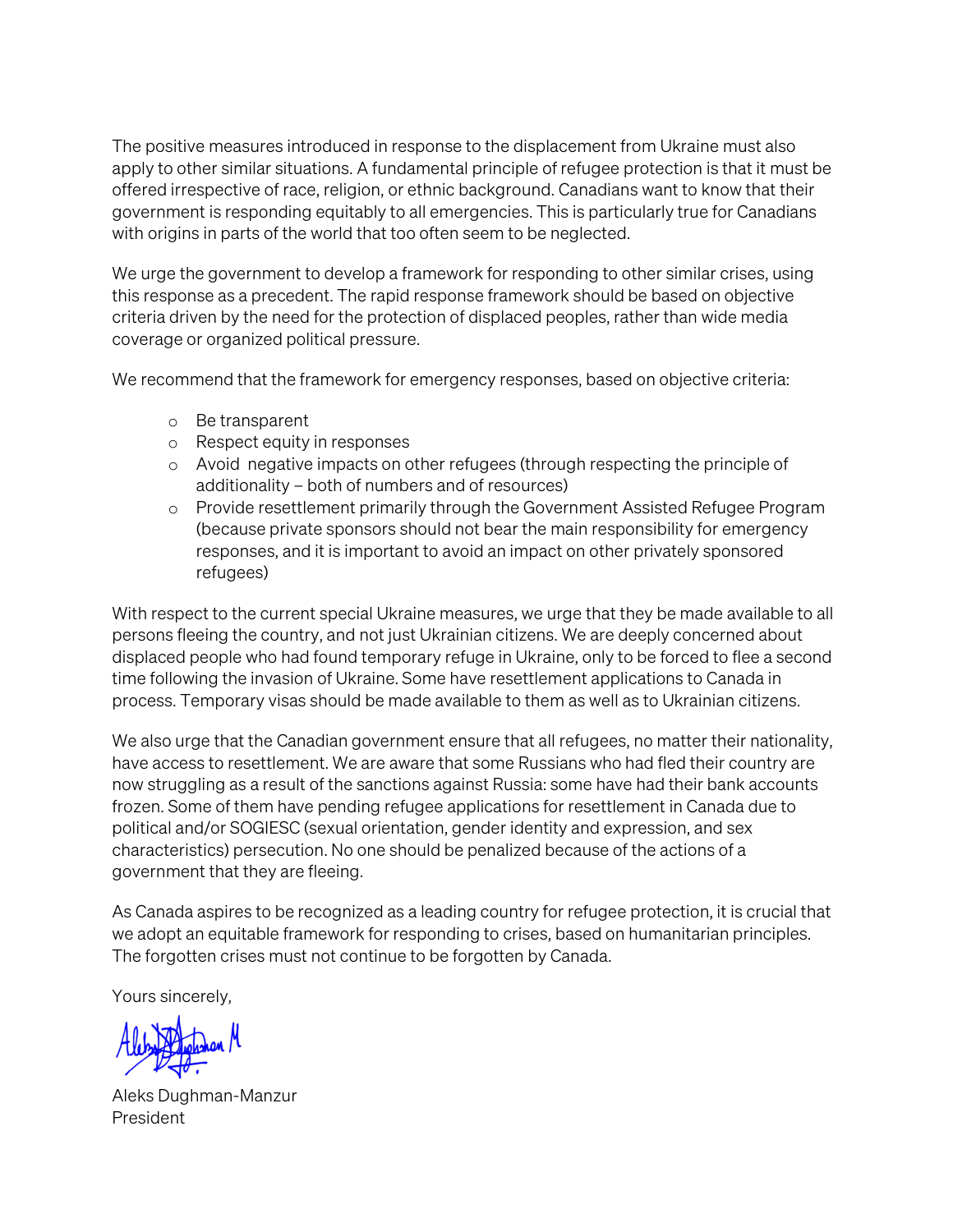The positive measures introduced in response to the displacement from Ukraine must also apply to other similar situations. A fundamental principle of refugee protection is that it must be offered irrespective of race, religion, or ethnic background. Canadians want to know that their government is responding equitably to all emergencies. This is particularly true for Canadians with origins in parts of the world that too often seem to be neglected.

We urge the government to develop a framework for responding to other similar crises, using this response as a precedent. The rapid response framework should be based on objective criteria driven by the need for the protection of displaced peoples, rather than wide media coverage or organized political pressure.

We recommend that the framework for emergency responses, based on objective criteria:

- Be transparent
- Respect equity in responses
- Avoid negative impacts on other refugees (through respecting the principle of additionality – both of numbers and of resources)
- Provide resettlement primarily through the Government Assisted Refugee Program (because private sponsors should not bear the main responsibility for emergency responses, and it is important to avoid an impact on other privately sponsored refugees)

With respect to the current special Ukraine measures, we urge that they be made available to all persons fleeing the country, and not just Ukrainian citizens. We are deeply concerned about displaced people who had found temporary refuge in Ukraine, only to be forced to flee a second time following the invasion of Ukraine. Some have resettlement applications to Canada in process. Temporary visas should be made available to them as well as to Ukrainian citizens.

We also urge that the Canadian government ensure that all refugees, no matter their nationality, have access to resettlement. We are aware that some Russians who had fled their country are now struggling as a result of the sanctions against Russia: some have had their bank accounts frozen. Some of them have pending refugee applications for resettlement in Canada due to political and/or SOGIESC (sexual orientation, gender identity and expression, and sex characteristics) persecution. No one should be penalized because of the actions of a government that they are fleeing.

As Canada aspires to be recognized as a leading country for refugee protection, it is crucial that we adopt an equitable framework for responding to crises, based on humanitarian principles. The forgotten crises must not continue to be forgotten by Canada.

Yours sincerely,

Aleks Dughman-Manzur
President